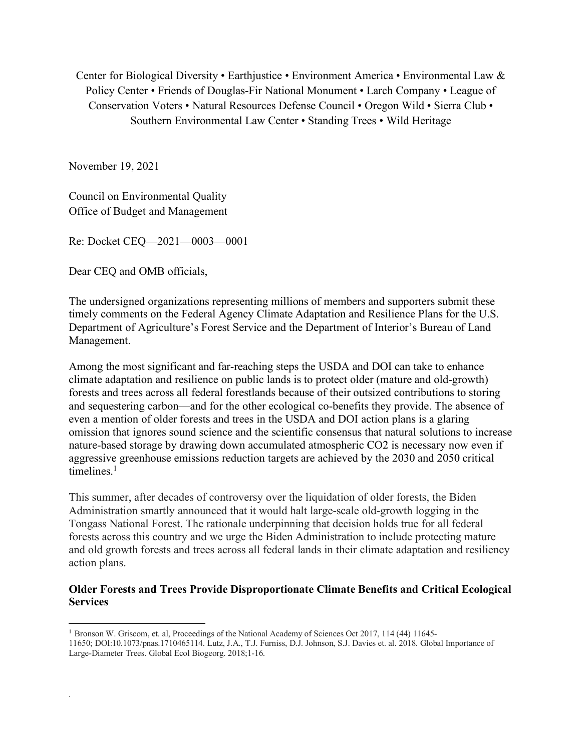Center for Biological Diversity • Earthjustice • Environment America • Environmental Law & Policy Center • Friends of Douglas-Fir National Monument • Larch Company • League of Conservation Voters • Natural Resources Defense Council • Oregon Wild • Sierra Club • Southern Environmental Law Center • Standing Trees • Wild Heritage

November 19, 2021

Council on Environmental Quality
Office of Budget and Management

Re: Docket CEQ—2021—0003—0001

Dear CEQ and OMB officials,

The undersigned organizations representing millions of members and supporters submit these timely comments on the Federal Agency Climate Adaptation and Resilience Plans for the U.S. Department of Agriculture's Forest Service and the Department of Interior's Bureau of Land Management.

Among the most significant and far-reaching steps the USDA and DOI can take to enhance climate adaptation and resilience on public lands is to protect older (mature and old-growth) forests and trees across all federal forestlands because of their outsized contributions to storing and sequestering carbon—and for the other ecological co-benefits they provide. The absence of even a mention of older forests and trees in the USDA and DOI action plans is a glaring omission that ignores sound science and the scientific consensus that natural solutions to increase nature-based storage by drawing down accumulated atmospheric $CO_2$ is necessary now even if aggressive greenhouse emissions reduction targets are achieved by the 2030 and 2050 critical timelines.[1]

This summer, after decades of controversy over the liquidation of older forests, the Biden Administration smartly announced that it would halt large-scale old-growth logging in the Tongass National Forest. The rationale underpinning that decision holds true for all federal forests across this country and we urge the Biden Administration to include protecting mature and old growth forests and trees across all federal lands in their climate adaptation and resiliency action plans.

**Older Forests and Trees Provide Disproportionate Climate Benefits and Critical Ecological Services**

[1] Bronson W. Griscom, et. al, Proceedings of the National Academy of Sciences Oct 2017, 114 (44) 11645-11650; DOI:10.1073/pnas.1710465114. Lutz, J.A., T.J. Furniss, D.J. Johnson, S.J. Davies et. al. 2018. Global Importance of Large-Diameter Trees. Global Ecol Biogeorg. 2018;1-16.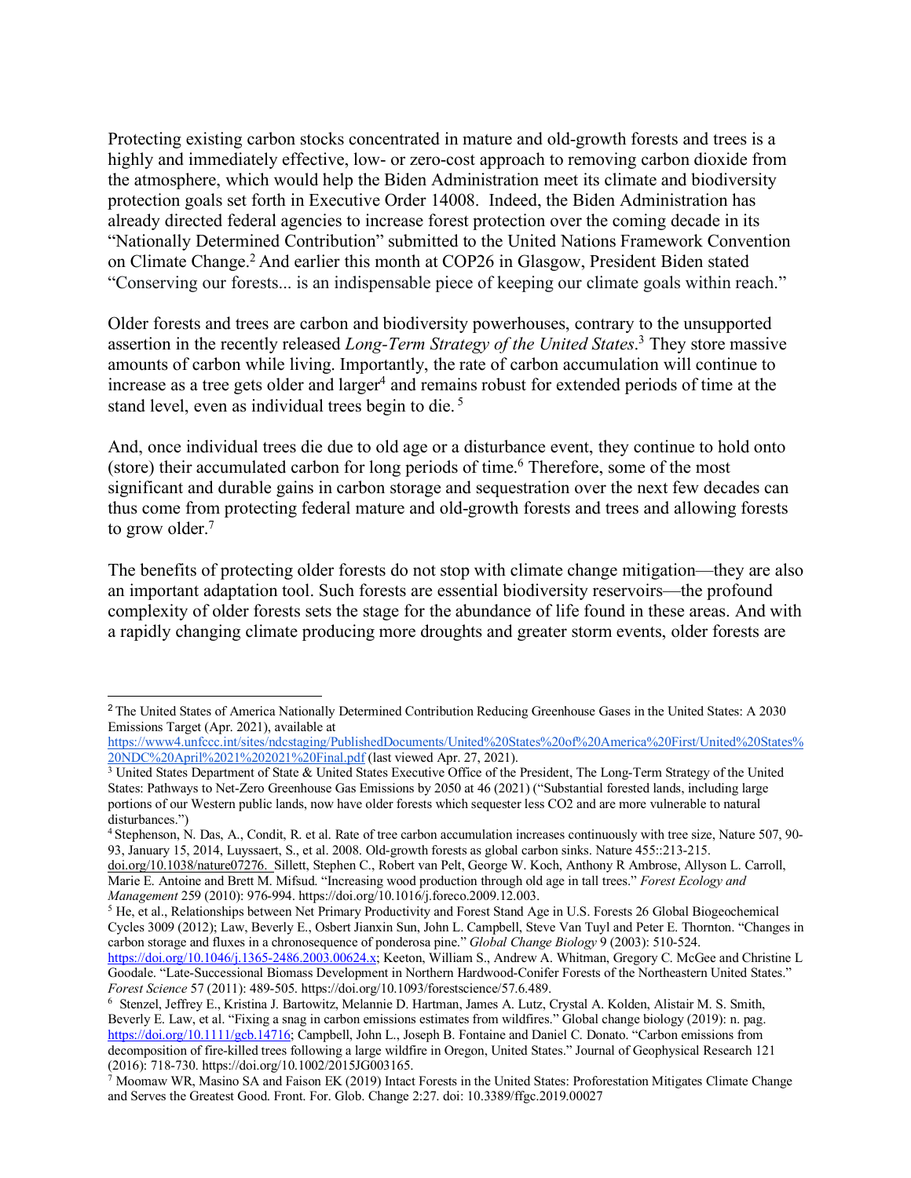Protecting existing carbon stocks concentrated in mature and old-growth forests and trees is a highly and immediately effective, low- or zero-cost approach to removing carbon dioxide from the atmosphere, which would help the Biden Administration meet its climate and biodiversity protection goals set forth in Executive Order 14008. Indeed, the Biden Administration has already directed federal agencies to increase forest protection over the coming decade in its "Nationally Determined Contribution" submitted to the United Nations Framework Convention on Climate Change.[2] And earlier this month at COP26 in Glasgow, President Biden stated "Conserving our forests... is an indispensable piece of keeping our climate goals within reach."

Older forests and trees are carbon and biodiversity powerhouses, contrary to the unsupported assertion in the recently released *Long-Term Strategy of the United States*.[3] They store massive amounts of carbon while living. Importantly, the rate of carbon accumulation will continue to increase as a tree gets older and larger[4] and remains robust for extended periods of time at the stand level, even as individual trees begin to die.[5]

And, once individual trees die due to old age or a disturbance event, they continue to hold onto (store) their accumulated carbon for long periods of time.[6] Therefore, some of the most significant and durable gains in carbon storage and sequestration over the next few decades can thus come from protecting federal mature and old-growth forests and trees and allowing forests to grow older.[7]

The benefits of protecting older forests do not stop with climate change mitigation—they are also an important adaptation tool. Such forests are essential biodiversity reservoirs—the profound complexity of older forests sets the stage for the abundance of life found in these areas. And with a rapidly changing climate producing more droughts and greater storm events, older forests are

---

[2] The United States of America Nationally Determined Contribution Reducing Greenhouse Gases in the United States: A 2030 Emissions Target (Apr. 2021), available at https://www4.unfccc.int/sites/ndcstaging/PublishedDocuments/United%20States%20of%20America%20First/United%20States%20NDC%20April%2021%202021%20Final.pdf (last viewed Apr. 27, 2021).

[3] United States Department of State & United States Executive Office of the President, The Long-Term Strategy of the United States: Pathways to Net-Zero Greenhouse Gas Emissions by 2050 at 46 (2021) ("Substantial forested lands, including large portions of our Western public lands, now have older forests which sequester less CO2 and are more vulnerable to natural disturbances.")

[4] Stephenson, N. Das, A., Condit, R. et al. Rate of tree carbon accumulation increases continuously with tree size, Nature 507, 90-93, January 15, 2014, Luyssaert, S., et al. 2008. Old-growth forests as global carbon sinks. Nature 455::213-215. doi.org/10.1038/nature07276. Sillett, Stephen C., Robert van Pelt, George W. Koch, Anthony R Ambrose, Allyson L. Carroll, Marie E. Antoine and Brett M. Mifsud. "Increasing wood production through old age in tall trees." *Forest Ecology and Management* 259 (2010): 976-994. https://doi.org/10.1016/j.foreco.2009.12.003.

[5] He, et al., Relationships between Net Primary Productivity and Forest Stand Age in U.S. Forests 26 Global Biogeochemical Cycles 3009 (2012); Law, Beverly E., Osbert Jianxin Sun, John L. Campbell, Steve Van Tuyl and Peter E. Thornton. "Changes in carbon storage and fluxes in a chronosequence of ponderosa pine." *Global Change Biology* 9 (2003): 510-524. https://doi.org/10.1046/j.1365-2486.2003.00624.x; Keeton, William S., Andrew A. Whitman, Gregory C. McGee and Christine L Goodale. "Late-Successional Biomass Development in Northern Hardwood-Conifer Forests of the Northeastern United States." *Forest Science* 57 (2011): 489-505. https://doi.org/10.1093/forestscience/57.6.489.

[6] Stenzel, Jeffrey E., Kristina J. Bartowitz, Melannie D. Hartman, James A. Lutz, Crystal A. Kolden, Alistair M. S. Smith, Beverly E. Law, et al. "Fixing a snag in carbon emissions estimates from wildfires." Global change biology (2019): n. pag. https://doi.org/10.1111/gcb.14716; Campbell, John L., Joseph B. Fontaine and Daniel C. Donato. "Carbon emissions from decomposition of fire-killed trees following a large wildfire in Oregon, United States." Journal of Geophysical Research 121 (2016): 718-730. https://doi.org/10.1002/2015JG003165.

[7] Moomaw WR, Masino SA and Faison EK (2019) Intact Forests in the United States: Proforestation Mitigates Climate Change and Serves the Greatest Good. Front. For. Glob. Change 2:27. doi: 10.3389/ffgc.2019.00027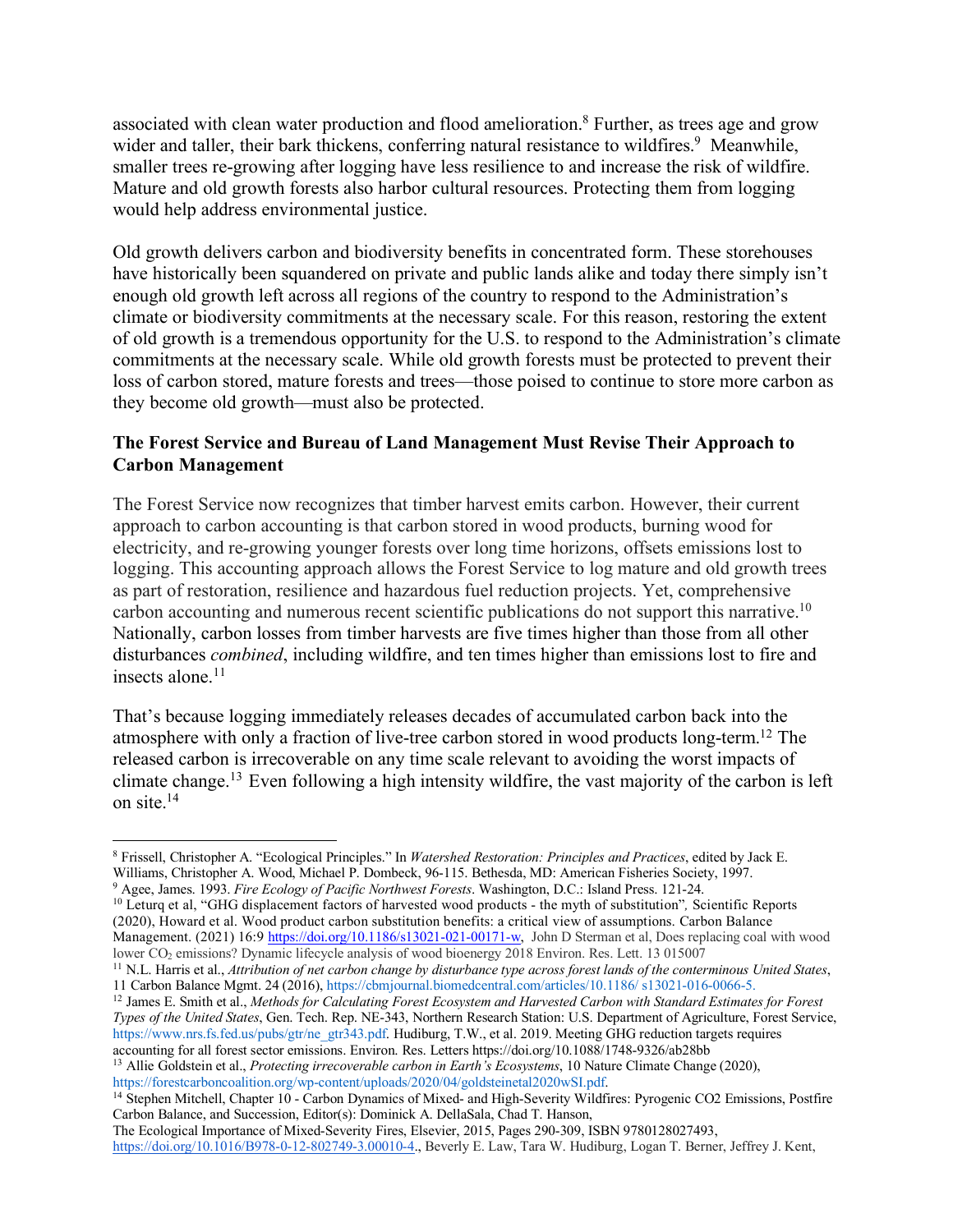associated with clean water production and flood amelioration.[8] Further, as trees age and grow wider and taller, their bark thickens, conferring natural resistance to wildfires.[9] Meanwhile, smaller trees re-growing after logging have less resilience to and increase the risk of wildfire. Mature and old growth forests also harbor cultural resources. Protecting them from logging would help address environmental justice.

Old growth delivers carbon and biodiversity benefits in concentrated form. These storehouses have historically been squandered on private and public lands alike and today there simply isn't enough old growth left across all regions of the country to respond to the Administration's climate or biodiversity commitments at the necessary scale. For this reason, restoring the extent of old growth is a tremendous opportunity for the U.S. to respond to the Administration's climate commitments at the necessary scale. While old growth forests must be protected to prevent their loss of carbon stored, mature forests and trees—those poised to continue to store more carbon as they become old growth—must also be protected.

**The Forest Service and Bureau of Land Management Must Revise Their Approach to Carbon Management**

The Forest Service now recognizes that timber harvest emits carbon. However, their current approach to carbon accounting is that carbon stored in wood products, burning wood for electricity, and re-growing younger forests over long time horizons, offsets emissions lost to logging. This accounting approach allows the Forest Service to log mature and old growth trees as part of restoration, resilience and hazardous fuel reduction projects. Yet, comprehensive carbon accounting and numerous recent scientific publications do not support this narrative.[10] Nationally, carbon losses from timber harvests are five times higher than those from all other disturbances *combined*, including wildfire, and ten times higher than emissions lost to fire and insects alone.[11]

That's because logging immediately releases decades of accumulated carbon back into the atmosphere with only a fraction of live-tree carbon stored in wood products long-term.[12] The released carbon is irrecoverable on any time scale relevant to avoiding the worst impacts of climate change.[13] Even following a high intensity wildfire, the vast majority of the carbon is left on site.[14]

---

[8] Frissell, Christopher A. "Ecological Principles." In *Watershed Restoration: Principles and Practices*, edited by Jack E. Williams, Christopher A. Wood, Michael P. Dombeck, 96-115. Bethesda, MD: American Fisheries Society, 1997.

[9] Agee, James. 1993. *Fire Ecology of Pacific Northwest Forests*. Washington, D.C.: Island Press. 121-24.

[10] Leturq et al, "GHG displacement factors of harvested wood products - the myth of substitution", Scientific Reports (2020), Howard et al. Wood product carbon substitution benefits: a critical view of assumptions. Carbon Balance Management. (2021) 16:9 https://doi.org/10.1186/s13021-021-00171-w, John D Sterman et al, Does replacing coal with wood lower $CO_2$ emissions? Dynamic lifecycle analysis of wood bioenergy 2018 Environ. Res. Lett. 13 015007

[11] N.L. Harris et al., *Attribution of net carbon change by disturbance type across forest lands of the conterminous United States*, 11 Carbon Balance Mgmt. 24 (2016), https://cbmjournal.biomedcentral.com/articles/10.1186/ s13021-016-0066-5.

[12] James E. Smith et al., *Methods for Calculating Forest Ecosystem and Harvested Carbon with Standard Estimates for Forest Types of the United States*, Gen. Tech. Rep. NE-343, Northern Research Station: U.S. Department of Agriculture, Forest Service, https://www.nrs.fs.fed.us/pubs/gtr/ne_gtr343.pdf. Hudiburg, T.W., et al. 2019. Meeting GHG reduction targets requires accounting for all forest sector emissions. Environ. Res. Letters https://doi.org/10.1088/1748-9326/ab28bb

[13] Allie Goldstein et al., *Protecting irrecoverable carbon in Earth's Ecosystems*, 10 Nature Climate Change (2020), https://forestcarboncoalition.org/wp-content/uploads/2020/04/goldsteinetal2020wSI.pdf.

[14] Stephen Mitchell, Chapter 10 - Carbon Dynamics of Mixed- and High-Severity Wildfires: Pyrogenic CO2 Emissions, Postfire Carbon Balance, and Succession, Editor(s): Dominick A. DellaSala, Chad T. Hanson, The Ecological Importance of Mixed-Severity Fires, Elsevier, 2015, Pages 290-309, ISBN 9780128027493, https://doi.org/10.1016/B978-0-12-802749-3.00010-4., Beverly E. Law, Tara W. Hudiburg, Logan T. Berner, Jeffrey J. Kent,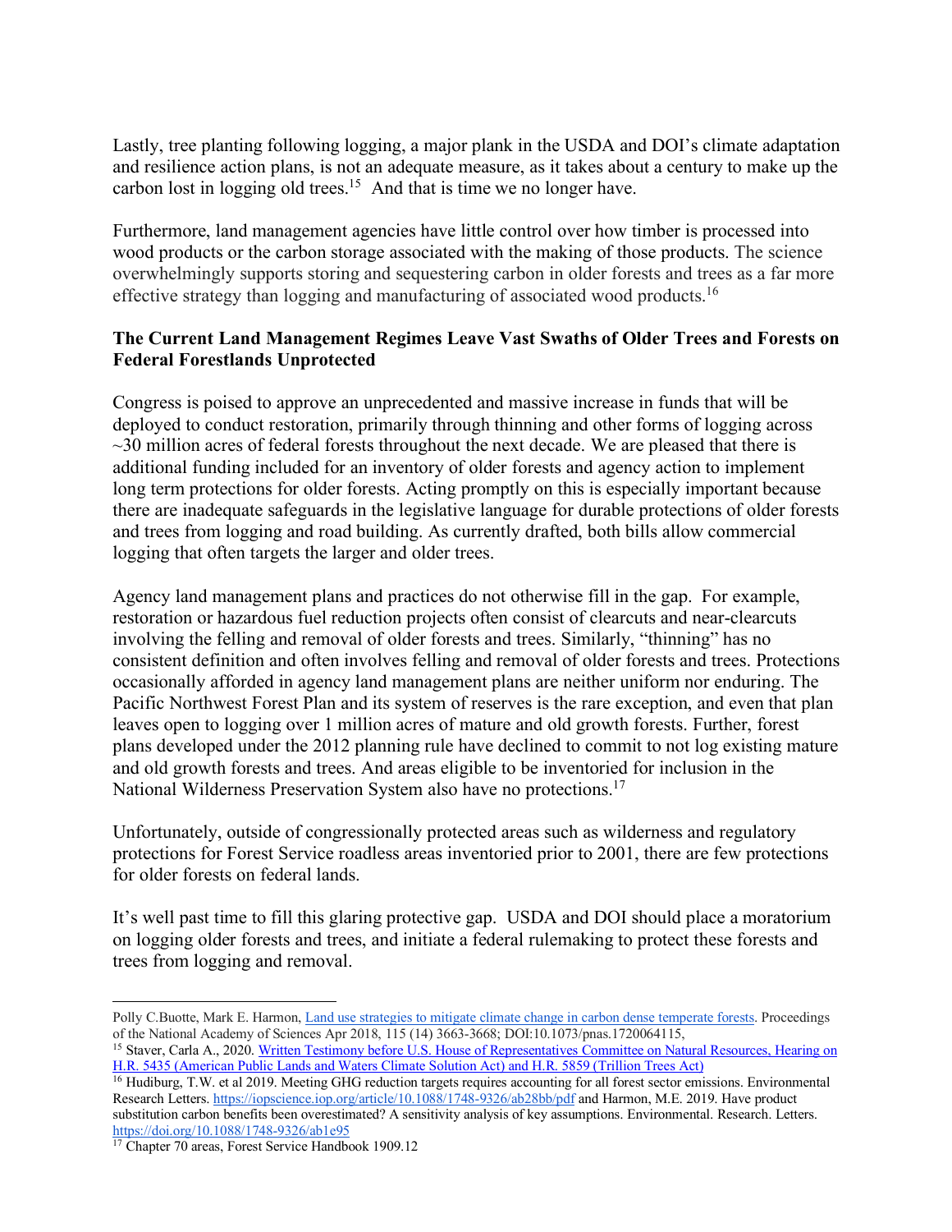Lastly, tree planting following logging, a major plank in the USDA and DOI's climate adaptation and resilience action plans, is not an adequate measure, as it takes about a century to make up the carbon lost in logging old trees.[15] And that is time we no longer have.

Furthermore, land management agencies have little control over how timber is processed into wood products or the carbon storage associated with the making of those products. The science overwhelmingly supports storing and sequestering carbon in older forests and trees as a far more effective strategy than logging and manufacturing of associated wood products.[16]

**The Current Land Management Regimes Leave Vast Swaths of Older Trees and Forests on Federal Forestlands Unprotected**

Congress is poised to approve an unprecedented and massive increase in funds that will be deployed to conduct restoration, primarily through thinning and other forms of logging across ~30 million acres of federal forests throughout the next decade. We are pleased that there is additional funding included for an inventory of older forests and agency action to implement long term protections for older forests. Acting promptly on this is especially important because there are inadequate safeguards in the legislative language for durable protections of older forests and trees from logging and road building. As currently drafted, both bills allow commercial logging that often targets the larger and older trees.

Agency land management plans and practices do not otherwise fill in the gap. For example, restoration or hazardous fuel reduction projects often consist of clearcuts and near-clearcuts involving the felling and removal of older forests and trees. Similarly, "thinning" has no consistent definition and often involves felling and removal of older forests and trees. Protections occasionally afforded in agency land management plans are neither uniform nor enduring. The Pacific Northwest Forest Plan and its system of reserves is the rare exception, and even that plan leaves open to logging over 1 million acres of mature and old growth forests. Further, forest plans developed under the 2012 planning rule have declined to commit to not log existing mature and old growth forests and trees. And areas eligible to be inventoried for inclusion in the National Wilderness Preservation System also have no protections.[17]

Unfortunately, outside of congressionally protected areas such as wilderness and regulatory protections for Forest Service roadless areas inventoried prior to 2001, there are few protections for older forests on federal lands.

It's well past time to fill this glaring protective gap. USDA and DOI should place a moratorium on logging older forests and trees, and initiate a federal rulemaking to protect these forests and trees from logging and removal.

---

Polly C.Buotte, Mark E. Harmon, Land use strategies to mitigate climate change in carbon dense temperate forests. Proceedings of the National Academy of Sciences Apr 2018, 115 (14) 3663-3668; DOI:10.1073/pnas.1720064115,

[15] Staver, Carla A., 2020. Written Testimony before U.S. House of Representatives Committee on Natural Resources, Hearing on H.R. 5435 (American Public Lands and Waters Climate Solution Act) and H.R. 5859 (Trillion Trees Act)

[16] Hudiburg, T.W. et al 2019. Meeting GHG reduction targets requires accounting for all forest sector emissions. Environmental Research Letters. https://iopscience.iop.org/article/10.1088/1748-9326/ab28bb/pdf and Harmon, M.E. 2019. Have product substitution carbon benefits been overestimated? A sensitivity analysis of key assumptions. Environmental. Research. Letters. https://doi.org/10.1088/1748-9326/ab1e95

[17] Chapter 70 areas, Forest Service Handbook 1909.12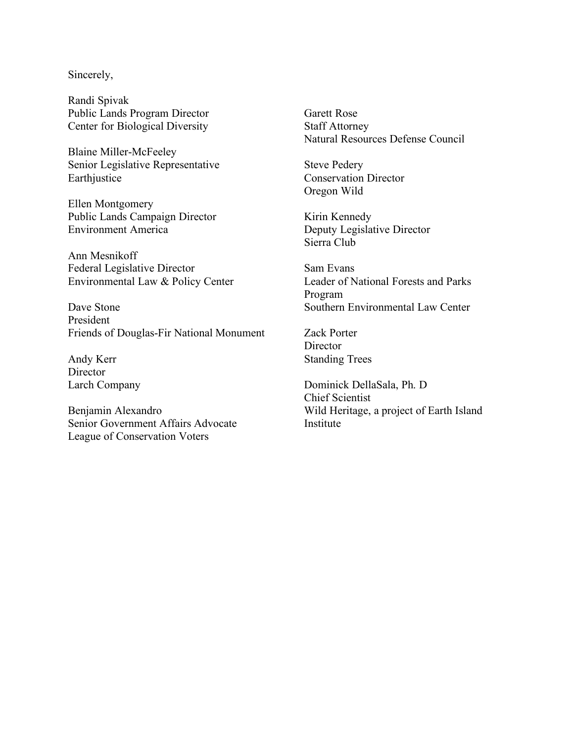Sincerely,

Randi Spivak
Public Lands Program Director
Center for Biological Diversity

Blaine Miller-McFeeley
Senior Legislative Representative
Earthjustice

Ellen Montgomery
Public Lands Campaign Director
Environment America

Ann Mesnikoff
Federal Legislative Director
Environmental Law & Policy Center

Dave Stone
President
Friends of Douglas-Fir National Monument

Andy Kerr
Director
Larch Company

Benjamin Alexandro
Senior Government Affairs Advocate
League of Conservation Voters

Garett Rose
Staff Attorney
Natural Resources Defense Council

Steve Pedery
Conservation Director
Oregon Wild

Kirin Kennedy
Deputy Legislative Director
Sierra Club

Sam Evans
Leader of National Forests and Parks Program
Southern Environmental Law Center

Zack Porter
Director
Standing Trees

Dominick DellaSala, Ph. D
Chief Scientist
Wild Heritage, a project of Earth Island Institute